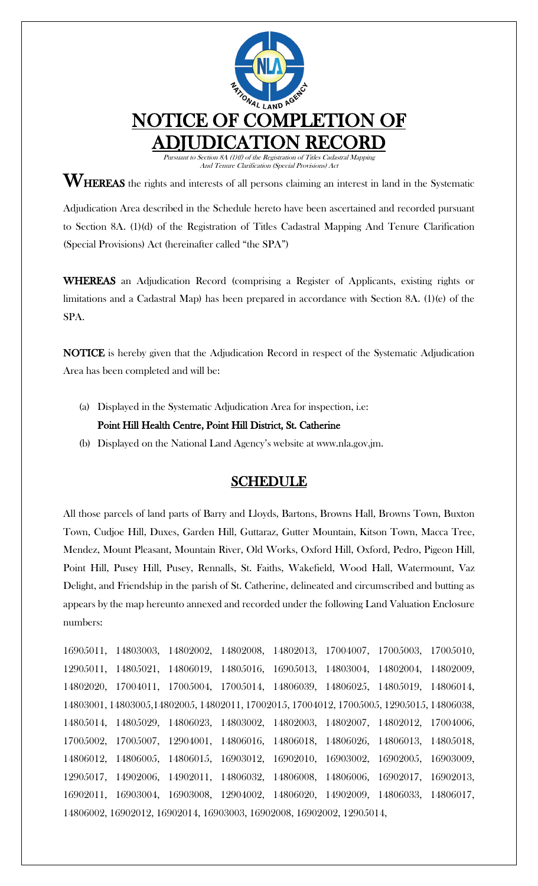# NOTICE OF COMPLETION OF ADJUDICATION RECORD

*Pursuant to Section 8A (1)(f) of the Registration of Titles Cadastral Mapping And Tenure Clarification (Special Provisions) Act*

**WHEREAS** the rights and interests of all persons claiming an interest in land in the Systematic Adjudication Area described in the Schedule hereto have been ascertained and recorded pursuant to Section 8A. (1)(d) of the Registration of Titles Cadastral Mapping And Tenure Clarification (Special Provisions) Act (hereinafter called "the SPA")

**WHEREAS** an Adjudication Record (comprising a Register of Applicants, existing rights or limitations and a Cadastral Map) has been prepared in accordance with Section 8A. (1)(e) of the SPA.

**NOTICE** is hereby given that the Adjudication Record in respect of the Systematic Adjudication Area has been completed and will be:

(a) Displayed in the Systematic Adjudication Area for inspection, i.e:
**Point Hill Health Centre, Point Hill District, St. Catherine**

(b) Displayed on the National Land Agency's website at www.nla.gov.jm.

## SCHEDULE

All those parcels of land parts of Barry and Lloyds, Bartons, Browns Hall, Browns Town, Buxton Town, Cudjoe Hill, Duxes, Garden Hill, Guttaraz, Gutter Mountain, Kitson Town, Macca Tree, Mendez, Mount Pleasant, Mountain River, Old Works, Oxford Hill, Oxford, Pedro, Pigeon Hill, Point Hill, Pusey Hill, Pusey, Rennalls, St. Faiths, Wakefield, Wood Hall, Watermount, Vaz Delight, and Friendship in the parish of St. Catherine, delineated and circumscribed and butting as appears by the map hereunto annexed and recorded under the following Land Valuation Enclosure numbers:

16905011, 14803003, 14802002, 14802008, 14802013, 17004007, 17005003, 17005010, 12905011, 14805021, 14806019, 14805016, 16905013, 14803004, 14802004, 14802009, 14802020, 17004011, 17005004, 17005014, 14806039, 14806025, 14805019, 14806014, 14803001, 14803005,14802005, 14802011, 17002015, 17004012, 17005005, 12905015, 14806038, 14805014, 14805029, 14806023, 14803002, 14802003, 14802007, 14802012, 17004006, 17005002, 17005007, 12904001, 14806016, 14806018, 14806026, 14806013, 14805018, 14806012, 14806005, 14806015, 16903012, 16902010, 16903002, 16902005, 16903009, 12905017, 14902006, 14902011, 14806032, 14806008, 14806006, 16902017, 16902013, 16902011, 16903004, 16903008, 12904002, 14806020, 14902009, 14806033, 14806017, 14806002, 16902012, 16902014, 16903003, 16902008, 16902002, 12905014,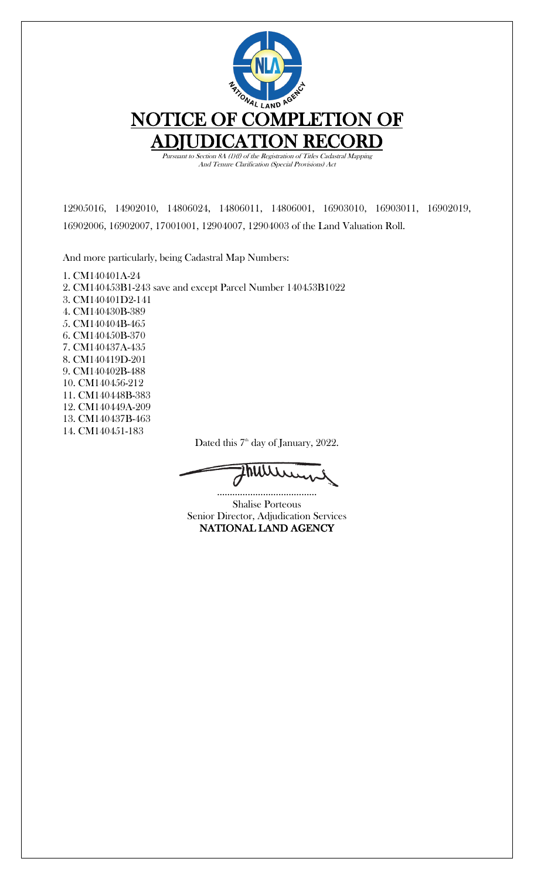# NOTICE OF COMPLETION OF ADJUDICATION RECORD

*Pursuant to Section 8A (1)(f) of the Registration of Titles Cadastral Mapping And Tenure Clarification (Special Provisions) Act*

12905016, 14902010, 14806024, 14806011, 14806001, 16903010, 16903011, 16902019, 16902006, 16902007, 17001001, 12904007, 12904003 of the Land Valuation Roll.

And more particularly, being Cadastral Map Numbers:

1. CM140401A-24
2. CM140453B1-243 save and except Parcel Number 140453B1022
3. CM140401D2-141
4. CM140430B-389
5. CM140404B-465
6. CM140450B-370
7. CM140437A-435
8. CM140419D-201
9. CM140402B-488
10. CM140456-212
11. CM140448B-383
12. CM140449A-209
13. CM140437B-463
14. CM140451-183

Dated this 7th day of January, 2022.

......................................
Shalise Porteous
Senior Director, Adjudication Services
**NATIONAL LAND AGENCY**